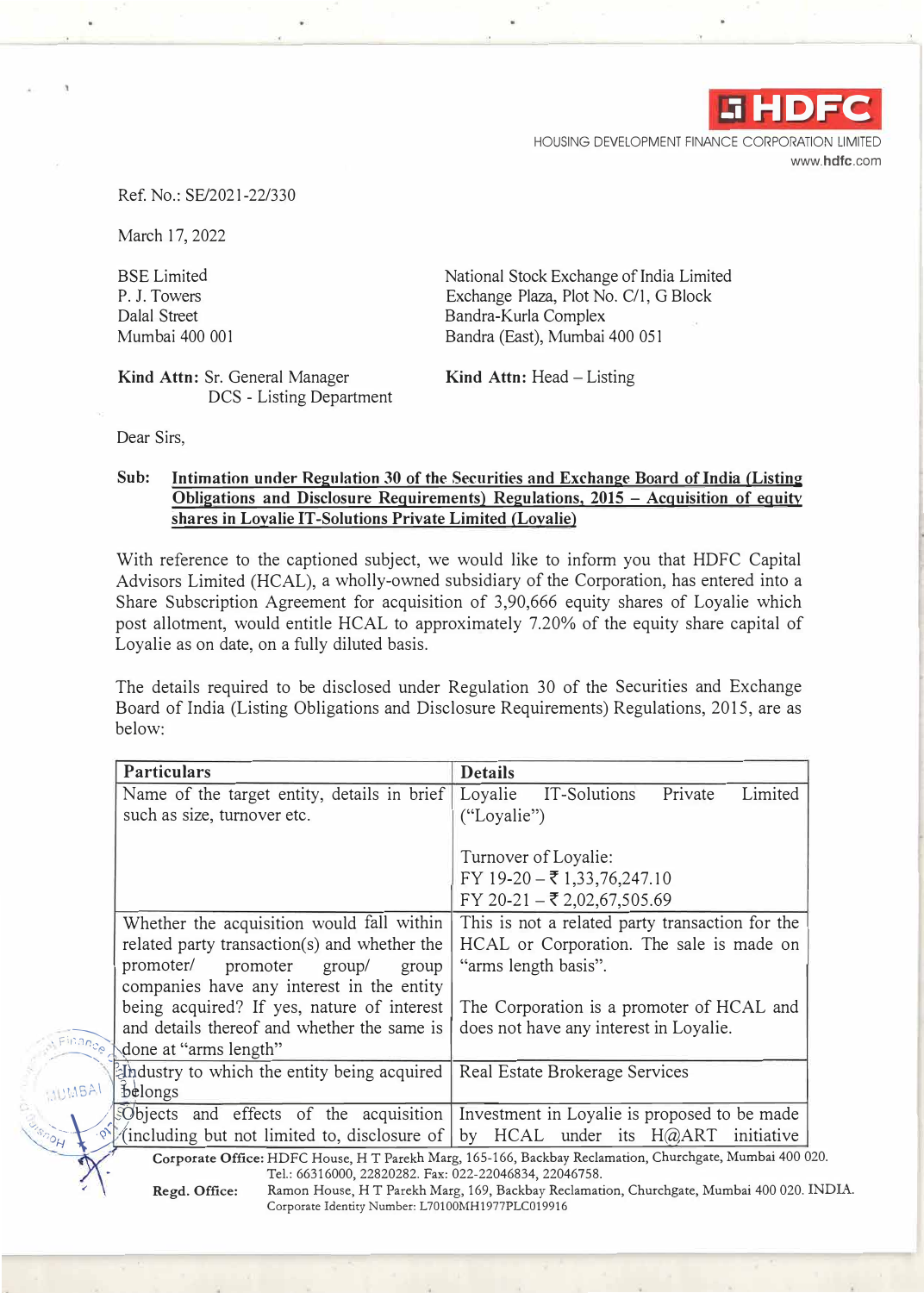HDFC

HOUSING DEVELOPMENT FINANCE CORPORATION LIMITED
www.hdfc.com

Ref. No.: SE/2021-22/330

March 17, 2022

BSE Limited
P. J. Towers
Dalal Street
Mumbai 400 001

**Kind Attn:** Sr. General Manager
DCS - Listing Department

National Stock Exchange of India Limited
Exchange Plaza, Plot No. C/1, G Block
Bandra-Kurla Complex
Bandra (East), Mumbai 400 051

**Kind Attn:** Head – Listing

Dear Sirs,

**Sub: Intimation under Regulation 30 of the Securities and Exchange Board of India (Listing Obligations and Disclosure Requirements) Regulations, 2015 – Acquisition of equity shares in Loyalie IT-Solutions Private Limited (Loyalie)**

With reference to the captioned subject, we would like to inform you that HDFC Capital Advisors Limited (HCAL), a wholly-owned subsidiary of the Corporation, has entered into a Share Subscription Agreement for acquisition of 3,90,666 equity shares of Loyalie which post allotment, would entitle HCAL to approximately 7.20% of the equity share capital of Loyalie as on date, on a fully diluted basis.

The details required to be disclosed under Regulation 30 of the Securities and Exchange Board of India (Listing Obligations and Disclosure Requirements) Regulations, 2015, are as below:

| Particulars | Details |
|---|---|
| Name of the target entity, details in brief such as size, turnover etc. | Loyalie IT-Solutions Private Limited ("Loyalie")<br><br>Turnover of Loyalie:<br>FY 19-20 – ₹ 1,33,76,247.10<br>FY 20-21 – ₹ 2,02,67,505.69 |
| Whether the acquisition would fall within related party transaction(s) and whether the promoter/ promoter group/ group companies have any interest in the entity being acquired? If yes, nature of interest and details thereof and whether the same is done at "arms length" | This is not a related party transaction for the HCAL or Corporation. The sale is made on "arms length basis".<br><br>The Corporation is a promoter of HCAL and does not have any interest in Loyalie. |
| Industry to which the entity being acquired belongs | Real Estate Brokerage Services |
| Objects and effects of the acquisition (including but not limited to, disclosure of | Investment in Loyalie is proposed to be made by HCAL under its H@ART initiative |

**Corporate Office:** HDFC House, H T Parekh Marg, 165-166, Backbay Reclamation, Churchgate, Mumbai 400 020.
Tel.: 66316000, 22820282. Fax: 022-22046834, 22046758.

**Regd. Office:** Ramon House, H T Parekh Marg, 169, Backbay Reclamation, Churchgate, Mumbai 400 020. INDIA.
Corporate Identity Number: L70100MH1977PLC019916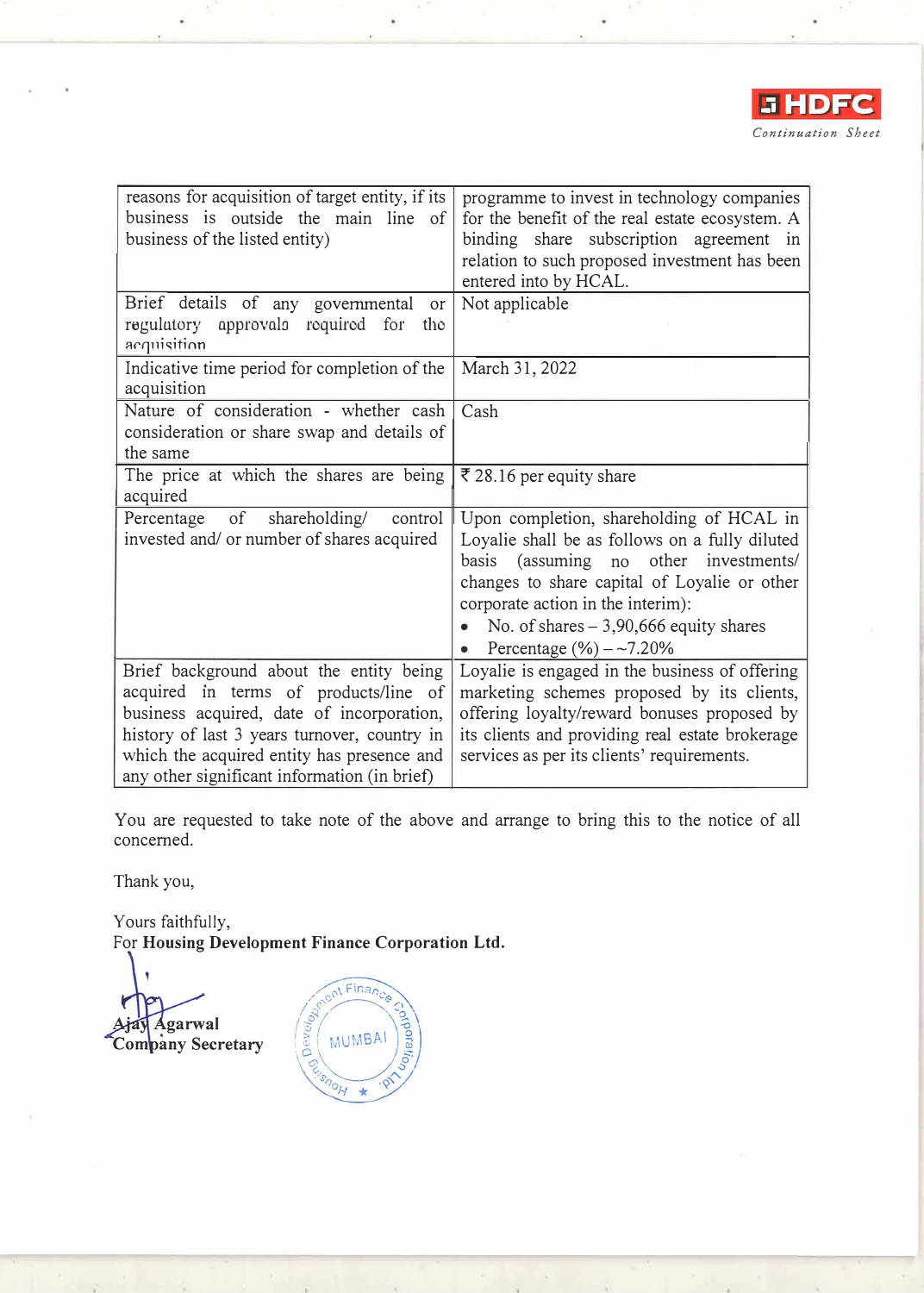| | |
|---|---|
| reasons for acquisition of target entity, if its business is outside the main line of business of the listed entity) | programme to invest in technology companies for the benefit of the real estate ecosystem. A binding share subscription agreement in relation to such proposed investment has been entered into by HCAL. |
| Brief details of any governmental or regulatory approvals required for the acquisition | Not applicable |
| Indicative time period for completion of the acquisition | March 31, 2022 |
| Nature of consideration - whether cash consideration or share swap and details of the same | Cash |
| The price at which the shares are being acquired | ₹ 28.16 per equity share |
| Percentage of shareholding/ control invested and/ or number of shares acquired | Upon completion, shareholding of HCAL in Loyalie shall be as follows on a fully diluted basis (assuming no other investments/ changes to share capital of Loyalie or other corporate action in the interim):<br>• No. of shares – 3,90,666 equity shares<br>• Percentage (%) – ~7.20% |
| Brief background about the entity being acquired in terms of products/line of business acquired, date of incorporation, history of last 3 years turnover, country in which the acquired entity has presence and any other significant information (in brief) | Loyalie is engaged in the business of offering marketing schemes proposed by its clients, offering loyalty/reward bonuses proposed by its clients and providing real estate brokerage services as per its clients' requirements. |

You are requested to take note of the above and arrange to bring this to the notice of all concerned.

Thank you,

Yours faithfully,
For **Housing Development Finance Corporation Ltd.**

**Ajay Agarwal**
**Company Secretary**